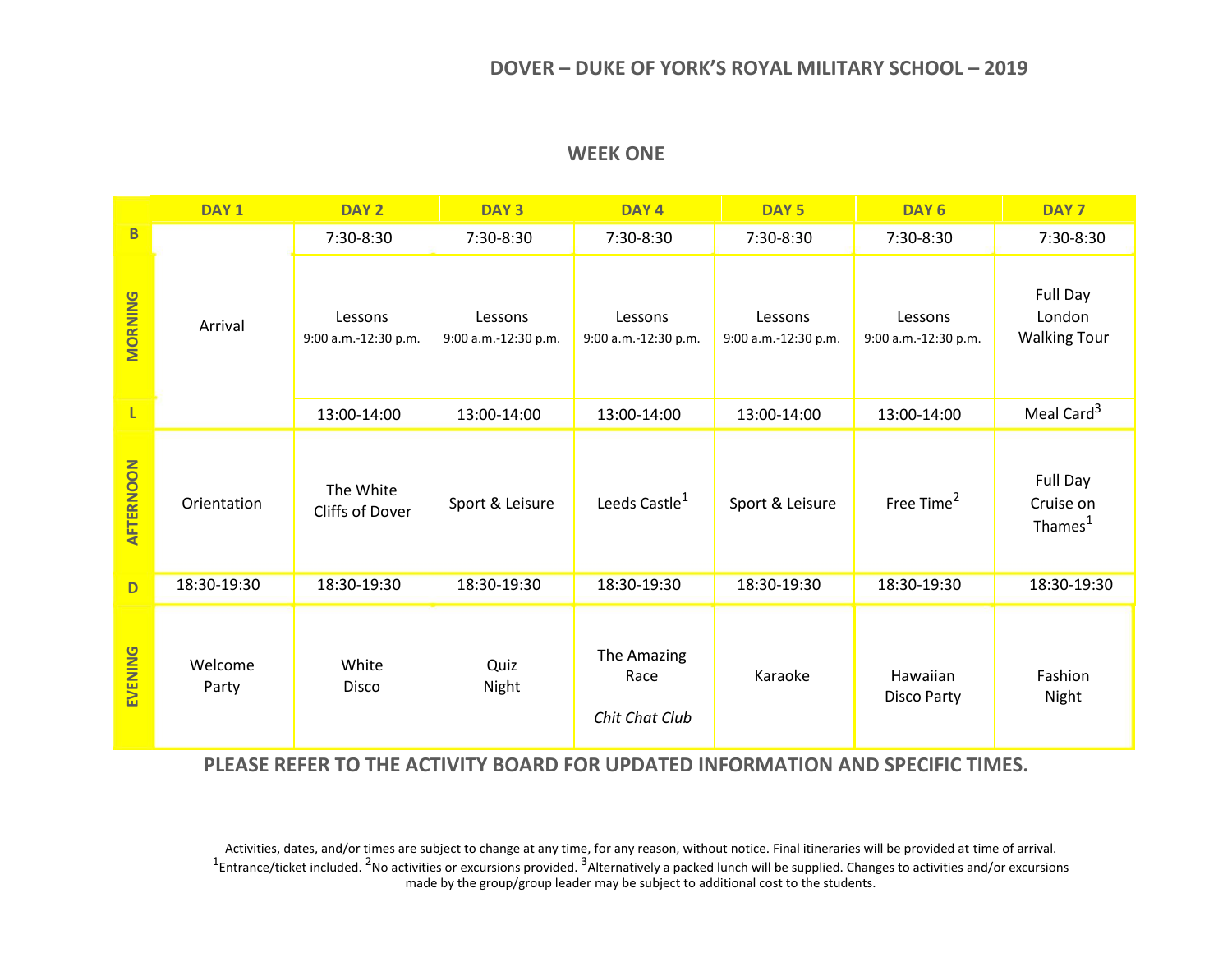# DOVER – DUKE OF YORK'S ROYAL MILITARY SCHOOL – 2019

## WEEK ONE

| | DAY 1 | DAY 2 | DAY 3 | DAY 4 | DAY 5 | DAY 6 | DAY 7 |
|---|---|---|---|---|---|---|---|
| B | Arrival | 7:30-8:30 | 7:30-8:30 | 7:30-8:30 | 7:30-8:30 | 7:30-8:30 | 7:30-8:30 |
| MORNING | | Lessons 9:00 a.m.-12:30 p.m. | Lessons 9:00 a.m.-12:30 p.m. | Lessons 9:00 a.m.-12:30 p.m. | Lessons 9:00 a.m.-12:30 p.m. | Lessons 9:00 a.m.-12:30 p.m. | Full Day London Walking Tour |
| L | | 13:00-14:00 | 13:00-14:00 | 13:00-14:00 | 13:00-14:00 | 13:00-14:00 | Meal Card[3] |
| AFTERNOON | Orientation | The White Cliffs of Dover | Sport & Leisure | Leeds Castle[1] | Sport & Leisure | Free Time[2] | Full Day Cruise on Thames[1] |
| D | 18:30-19:30 | 18:30-19:30 | 18:30-19:30 | 18:30-19:30 | 18:30-19:30 | 18:30-19:30 | 18:30-19:30 |
| EVENING | Welcome Party | White Disco | Quiz Night | The Amazing Race *Chit Chat Club* | Karaoke | Hawaiian Disco Party | Fashion Night |

**PLEASE REFER TO THE ACTIVITY BOARD FOR UPDATED INFORMATION AND SPECIFIC TIMES.**

Activities, dates, and/or times are subject to change at any time, for any reason, without notice. Final itineraries will be provided at time of arrival.
[1]Entrance/ticket included. [2]No activities or excursions provided. [3]Alternatively a packed lunch will be supplied. Changes to activities and/or excursions made by the group/group leader may be subject to additional cost to the students.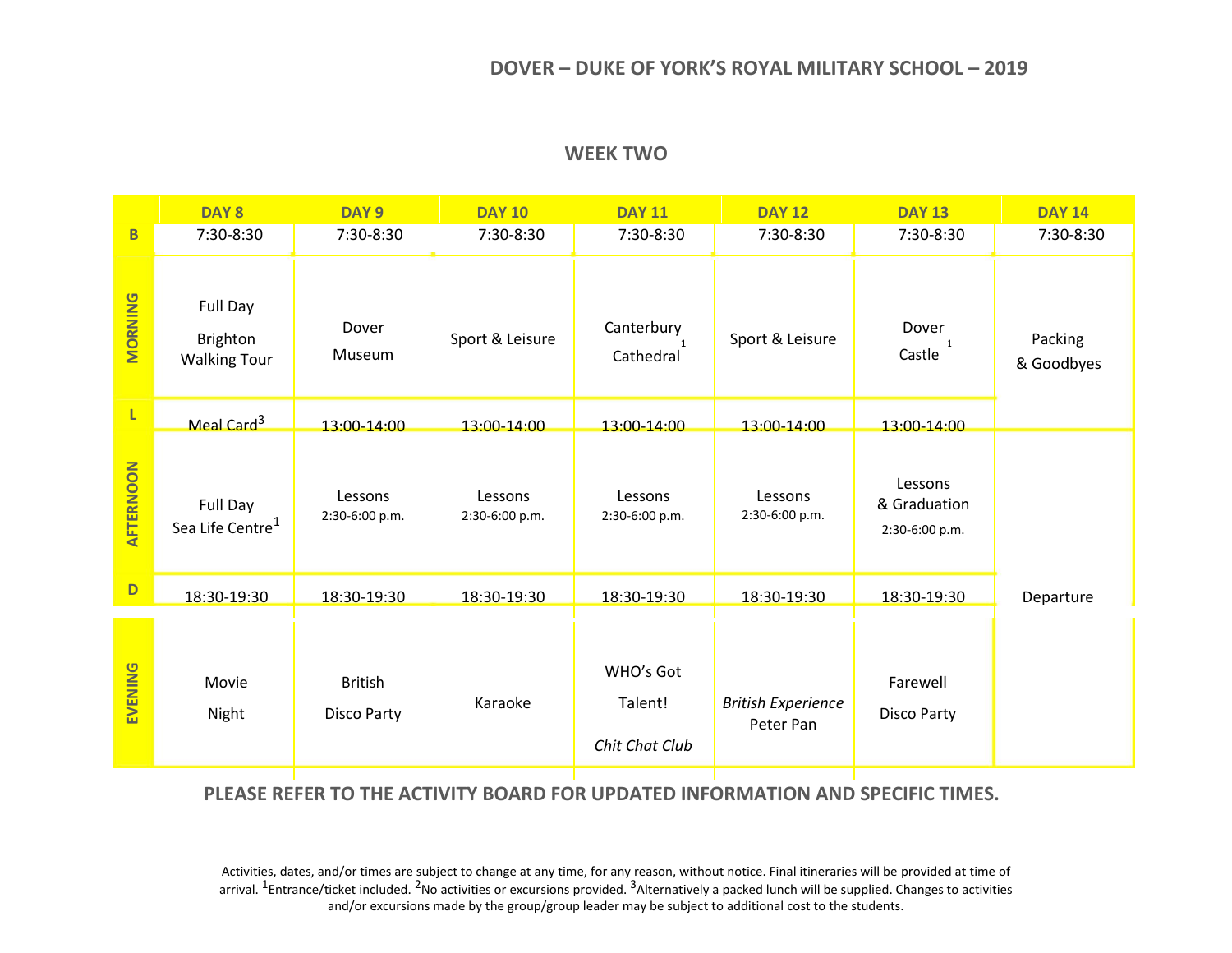## DOVER – DUKE OF YORK'S ROYAL MILITARY SCHOOL – 2019

### WEEK TWO

| | DAY 8 | DAY 9 | DAY 10 | DAY 11 | DAY 12 | DAY 13 | DAY 14 |
|---|---|---|---|---|---|---|---|
| B | 7:30-8:30 | 7:30-8:30 | 7:30-8:30 | 7:30-8:30 | 7:30-8:30 | 7:30-8:30 | 7:30-8:30 |
| MORNING | Full Day Brighton Walking Tour | Dover Museum | Sport & Leisure | Canterbury Cathedral[1] | Sport & Leisure | Dover Castle[1] | Packing & Goodbyes |
| L | Meal Card[3] | 13:00-14:00 | 13:00-14:00 | 13:00-14:00 | 13:00-14:00 | 13:00-14:00 | |
| AFTERNOON | Full Day Sea Life Centre[1] | Lessons 2:30-6:00 p.m. | Lessons 2:30-6:00 p.m. | Lessons 2:30-6:00 p.m. | Lessons 2:30-6:00 p.m. | Lessons & Graduation 2:30-6:00 p.m. | |
| D | 18:30-19:30 | 18:30-19:30 | 18:30-19:30 | 18:30-19:30 | 18:30-19:30 | 18:30-19:30 | Departure |
| EVENING | Movie Night | British Disco Party | Karaoke | WHO's Got Talent! *Chit Chat Club* | *British Experience* Peter Pan | Farewell Disco Party | |

**PLEASE REFER TO THE ACTIVITY BOARD FOR UPDATED INFORMATION AND SPECIFIC TIMES.**

Activities, dates, and/or times are subject to change at any time, for any reason, without notice. Final itineraries will be provided at time of arrival. [1]Entrance/ticket included. [2]No activities or excursions provided. [3]Alternatively a packed lunch will be supplied. Changes to activities and/or excursions made by the group/group leader may be subject to additional cost to the students.